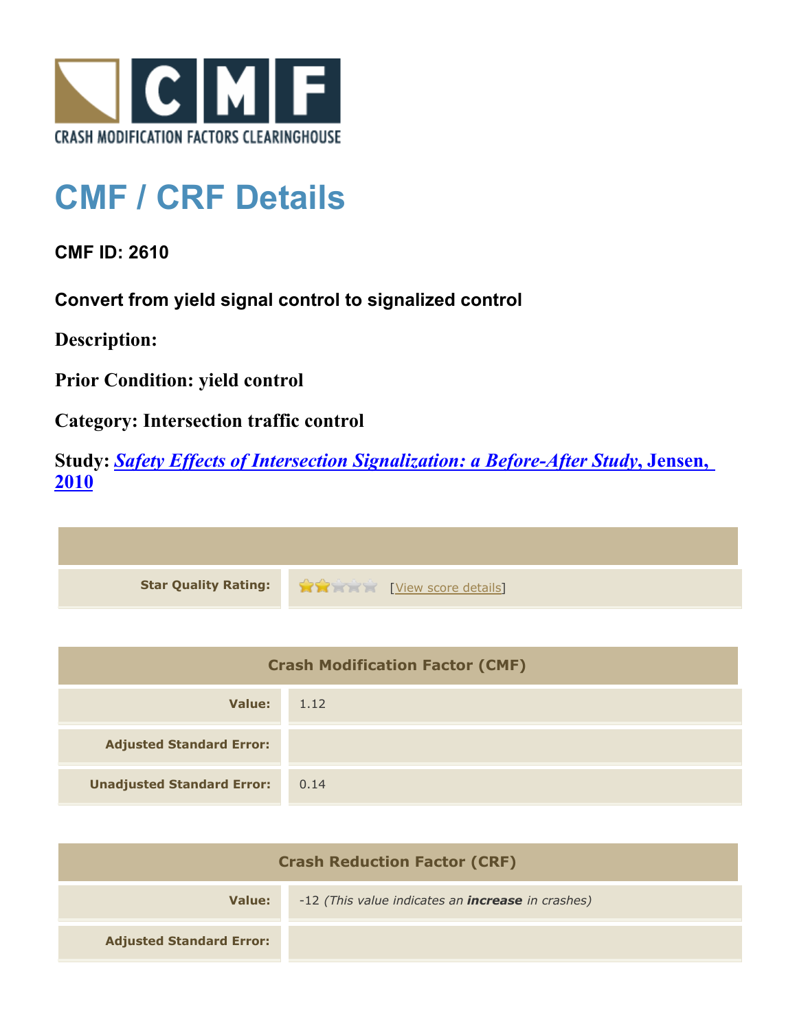# CMF / CRF Details

**CMF ID: 2610**

**Convert from yield signal control to signalized control**

**Description:**

**Prior Condition: yield control**

**Category: Intersection traffic control**

**Study:** ***Safety Effects of Intersection Signalization: a Before-After Study*, Jensen, 2010**

| | |
|---|---|
| **Star Quality Rating:** | ★★☆☆☆ [View score details] |

| Crash Modification Factor (CMF) | |
|---|---|
| **Value:** | 1.12 |
| **Adjusted Standard Error:** | |
| **Unadjusted Standard Error:** | 0.14 |

| Crash Reduction Factor (CRF) | |
|---|---|
| **Value:** | -12 *(This value indicates an **increase** in crashes)* |
| **Adjusted Standard Error:** | |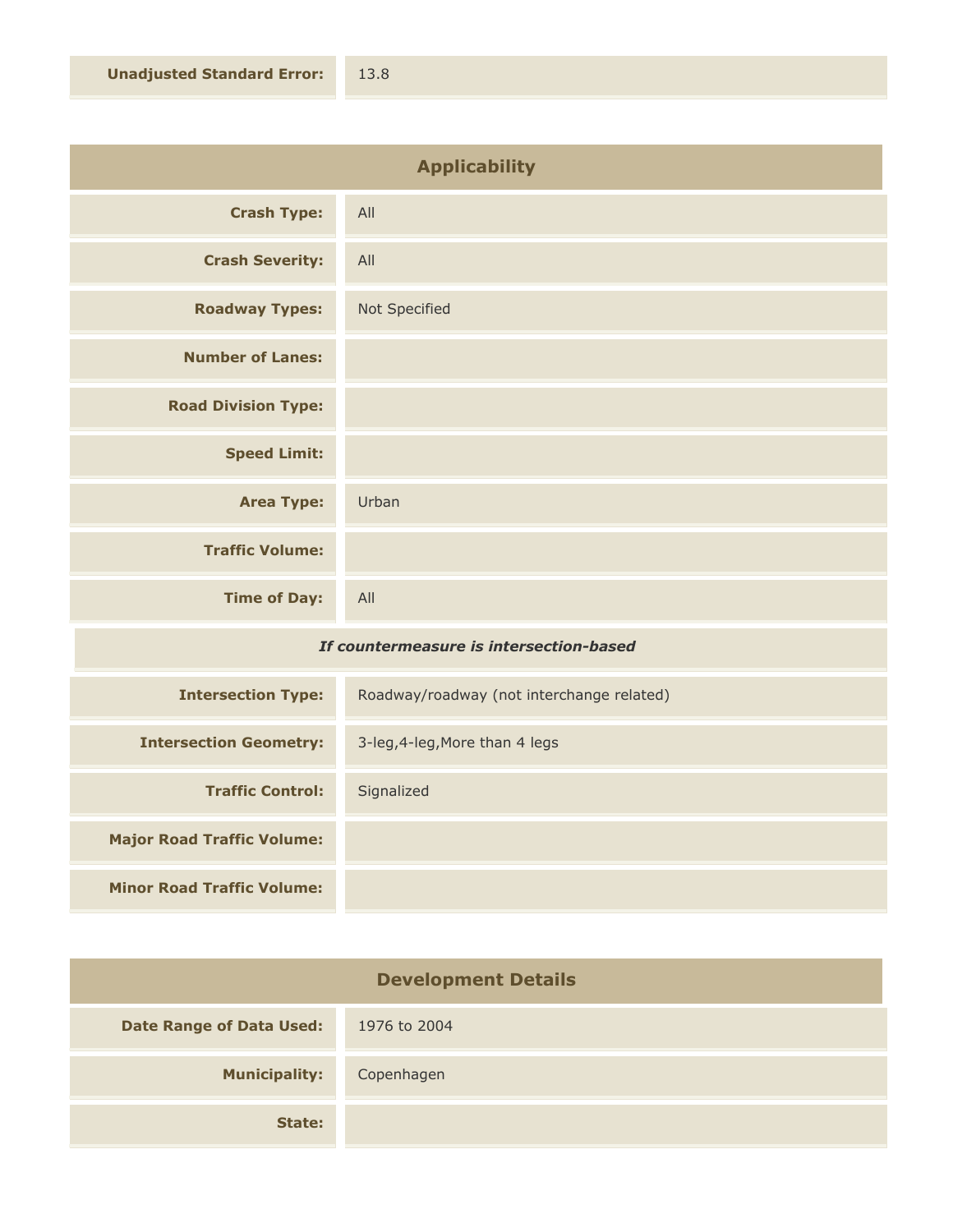| | |
|---|---|
| **Unadjusted Standard Error:** | 13.8 |

## Applicability

| | |
|---|---|
| **Crash Type:** | All |
| **Crash Severity:** | All |
| **Roadway Types:** | Not Specified |
| **Number of Lanes:** | |
| **Road Division Type:** | |
| **Speed Limit:** | |
| **Area Type:** | Urban |
| **Traffic Volume:** | |
| **Time of Day:** | All |

***If countermeasure is intersection-based***

| | |
|---|---|
| **Intersection Type:** | Roadway/roadway (not interchange related) |
| **Intersection Geometry:** | 3-leg,4-leg,More than 4 legs |
| **Traffic Control:** | Signalized |
| **Major Road Traffic Volume:** | |
| **Minor Road Traffic Volume:** | |

## Development Details

| | |
|---|---|
| **Date Range of Data Used:** | 1976 to 2004 |
| **Municipality:** | Copenhagen |
| **State:** | |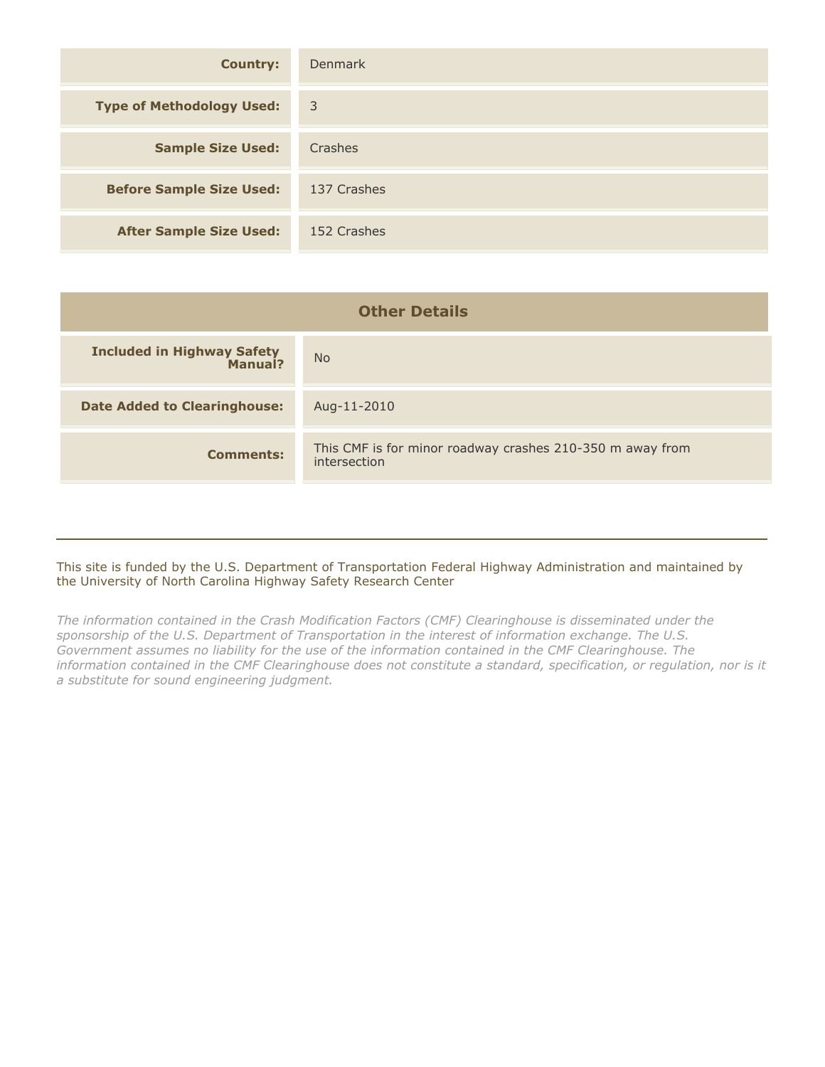| | |
|---|---|
| **Country:** | Denmark |
| **Type of Methodology Used:** | 3 |
| **Sample Size Used:** | Crashes |
| **Before Sample Size Used:** | 137 Crashes |
| **After Sample Size Used:** | 152 Crashes |

## Other Details

| | |
|---|---|
| **Included in Highway Safety Manual?** | No |
| **Date Added to Clearinghouse:** | Aug-11-2010 |
| **Comments:** | This CMF is for minor roadway crashes 210-350 m away from intersection |

This site is funded by the U.S. Department of Transportation Federal Highway Administration and maintained by the University of North Carolina Highway Safety Research Center

*The information contained in the Crash Modification Factors (CMF) Clearinghouse is disseminated under the sponsorship of the U.S. Department of Transportation in the interest of information exchange. The U.S. Government assumes no liability for the use of the information contained in the CMF Clearinghouse. The information contained in the CMF Clearinghouse does not constitute a standard, specification, or regulation, nor is it a substitute for sound engineering judgment.*